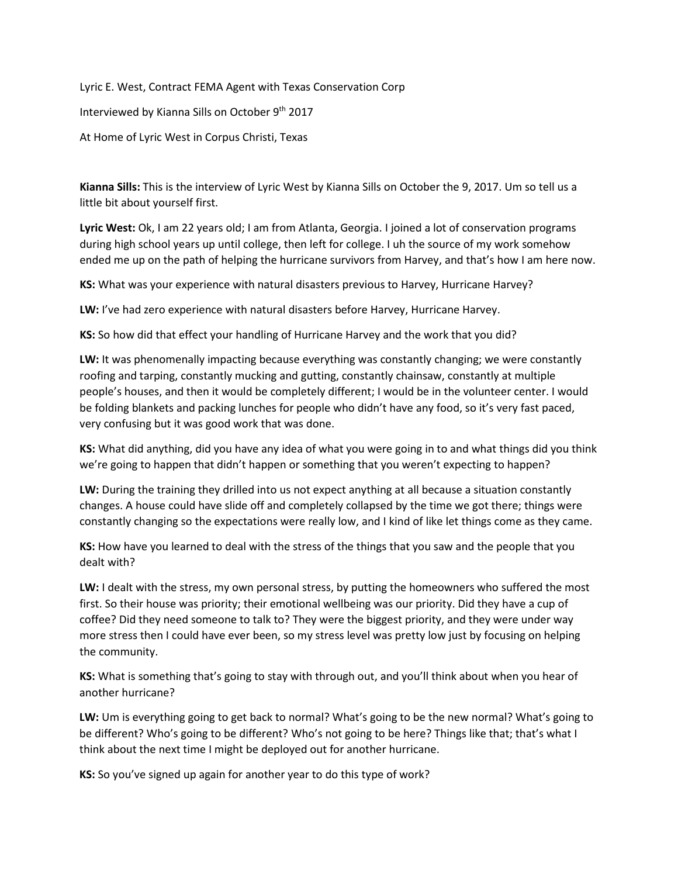Lyric E. West, Contract FEMA Agent with Texas Conservation Corp

Interviewed by Kianna Sills on October 9th 2017

At Home of Lyric West in Corpus Christi, Texas

**Kianna Sills:** This is the interview of Lyric West by Kianna Sills on October the 9, 2017. Um so tell us a little bit about yourself first.

**Lyric West:** Ok, I am 22 years old; I am from Atlanta, Georgia. I joined a lot of conservation programs during high school years up until college, then left for college. I uh the source of my work somehow ended me up on the path of helping the hurricane survivors from Harvey, and that's how I am here now.

**KS:** What was your experience with natural disasters previous to Harvey, Hurricane Harvey?

**LW:** I've had zero experience with natural disasters before Harvey, Hurricane Harvey.

**KS:** So how did that effect your handling of Hurricane Harvey and the work that you did?

**LW:** It was phenomenally impacting because everything was constantly changing; we were constantly roofing and tarping, constantly mucking and gutting, constantly chainsaw, constantly at multiple people's houses, and then it would be completely different; I would be in the volunteer center. I would be folding blankets and packing lunches for people who didn't have any food, so it's very fast paced, very confusing but it was good work that was done.

**KS:** What did anything, did you have any idea of what you were going in to and what things did you think we're going to happen that didn't happen or something that you weren't expecting to happen?

**LW:** During the training they drilled into us not expect anything at all because a situation constantly changes. A house could have slide off and completely collapsed by the time we got there; things were constantly changing so the expectations were really low, and I kind of like let things come as they came.

**KS:** How have you learned to deal with the stress of the things that you saw and the people that you dealt with?

**LW:** I dealt with the stress, my own personal stress, by putting the homeowners who suffered the most first. So their house was priority; their emotional wellbeing was our priority. Did they have a cup of coffee? Did they need someone to talk to? They were the biggest priority, and they were under way more stress then I could have ever been, so my stress level was pretty low just by focusing on helping the community.

**KS:** What is something that's going to stay with through out, and you'll think about when you hear of another hurricane?

**LW:** Um is everything going to get back to normal? What's going to be the new normal? What's going to be different? Who's going to be different? Who's not going to be here? Things like that; that's what I think about the next time I might be deployed out for another hurricane.

**KS:** So you've signed up again for another year to do this type of work?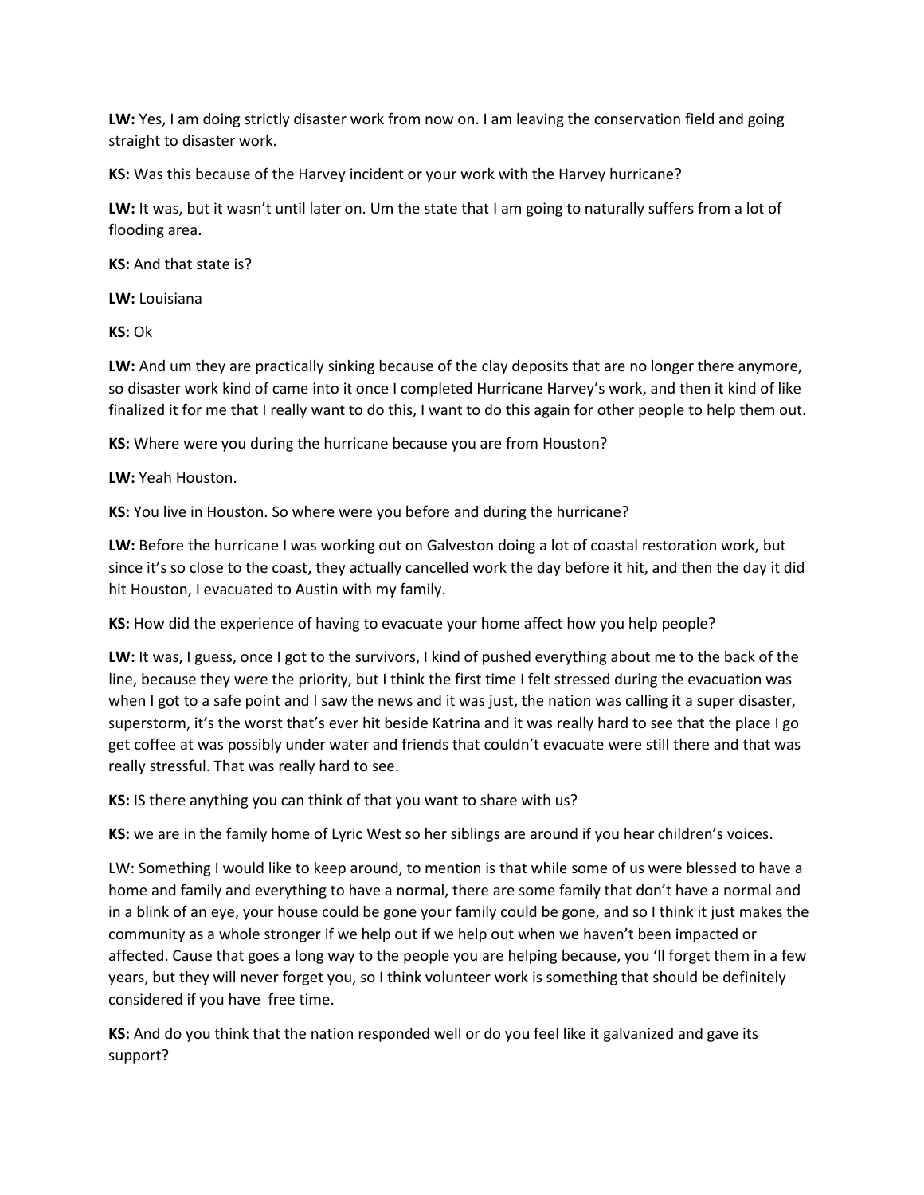**LW:** Yes, I am doing strictly disaster work from now on. I am leaving the conservation field and going straight to disaster work.

**KS:** Was this because of the Harvey incident or your work with the Harvey hurricane?

**LW:** It was, but it wasn't until later on. Um the state that I am going to naturally suffers from a lot of flooding area.

**KS:** And that state is?

**LW:** Louisiana

**KS:** Ok

**LW:** And um they are practically sinking because of the clay deposits that are no longer there anymore, so disaster work kind of came into it once I completed Hurricane Harvey's work, and then it kind of like finalized it for me that I really want to do this, I want to do this again for other people to help them out.

**KS:** Where were you during the hurricane because you are from Houston?

**LW:** Yeah Houston.

**KS:** You live in Houston. So where were you before and during the hurricane?

**LW:** Before the hurricane I was working out on Galveston doing a lot of coastal restoration work, but since it's so close to the coast, they actually cancelled work the day before it hit, and then the day it did hit Houston, I evacuated to Austin with my family.

**KS:** How did the experience of having to evacuate your home affect how you help people?

**LW:** It was, I guess, once I got to the survivors, I kind of pushed everything about me to the back of the line, because they were the priority, but I think the first time I felt stressed during the evacuation was when I got to a safe point and I saw the news and it was just, the nation was calling it a super disaster, superstorm, it's the worst that's ever hit beside Katrina and it was really hard to see that the place I go get coffee at was possibly under water and friends that couldn't evacuate were still there and that was really stressful. That was really hard to see.

**KS:** IS there anything you can think of that you want to share with us?

**KS:** we are in the family home of Lyric West so her siblings are around if you hear children's voices.

LW: Something I would like to keep around, to mention is that while some of us were blessed to have a home and family and everything to have a normal, there are some family that don't have a normal and in a blink of an eye, your house could be gone your family could be gone, and so I think it just makes the community as a whole stronger if we help out if we help out when we haven't been impacted or affected. Cause that goes a long way to the people you are helping because, you 'll forget them in a few years, but they will never forget you, so I think volunteer work is something that should be definitely considered if you have free time.

**KS:** And do you think that the nation responded well or do you feel like it galvanized and gave its support?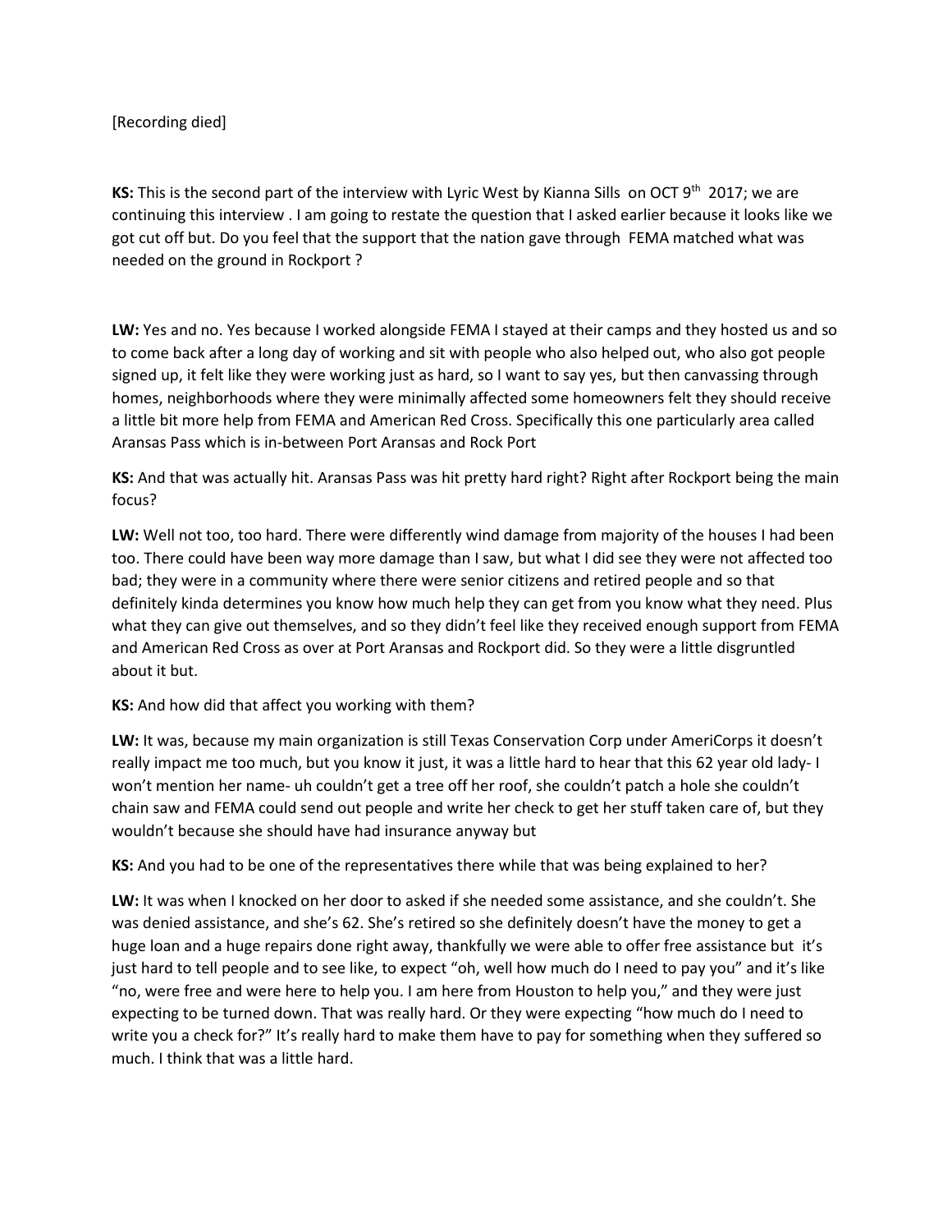[Recording died]

**KS:** This is the second part of the interview with Lyric West by Kianna Sills on OCT 9th 2017; we are continuing this interview . I am going to restate the question that I asked earlier because it looks like we got cut off but. Do you feel that the support that the nation gave through FEMA matched what was needed on the ground in Rockport ?

**LW:** Yes and no. Yes because I worked alongside FEMA I stayed at their camps and they hosted us and so to come back after a long day of working and sit with people who also helped out, who also got people signed up, it felt like they were working just as hard, so I want to say yes, but then canvassing through homes, neighborhoods where they were minimally affected some homeowners felt they should receive a little bit more help from FEMA and American Red Cross. Specifically this one particularly area called Aransas Pass which is in-between Port Aransas and Rock Port

**KS:** And that was actually hit. Aransas Pass was hit pretty hard right? Right after Rockport being the main focus?

**LW:** Well not too, too hard. There were differently wind damage from majority of the houses I had been too. There could have been way more damage than I saw, but what I did see they were not affected too bad; they were in a community where there were senior citizens and retired people and so that definitely kinda determines you know how much help they can get from you know what they need. Plus what they can give out themselves, and so they didn't feel like they received enough support from FEMA and American Red Cross as over at Port Aransas and Rockport did. So they were a little disgruntled about it but.

**KS:** And how did that affect you working with them?

**LW:** It was, because my main organization is still Texas Conservation Corp under AmeriCorps it doesn't really impact me too much, but you know it just, it was a little hard to hear that this 62 year old lady- I won't mention her name- uh couldn't get a tree off her roof, she couldn't patch a hole she couldn't chain saw and FEMA could send out people and write her check to get her stuff taken care of, but they wouldn't because she should have had insurance anyway but

**KS:** And you had to be one of the representatives there while that was being explained to her?

**LW:** It was when I knocked on her door to asked if she needed some assistance, and she couldn't. She was denied assistance, and she's 62. She's retired so she definitely doesn't have the money to get a huge loan and a huge repairs done right away, thankfully we were able to offer free assistance but it's just hard to tell people and to see like, to expect "oh, well how much do I need to pay you" and it's like "no, were free and were here to help you. I am here from Houston to help you," and they were just expecting to be turned down. That was really hard. Or they were expecting "how much do I need to write you a check for?" It's really hard to make them have to pay for something when they suffered so much. I think that was a little hard.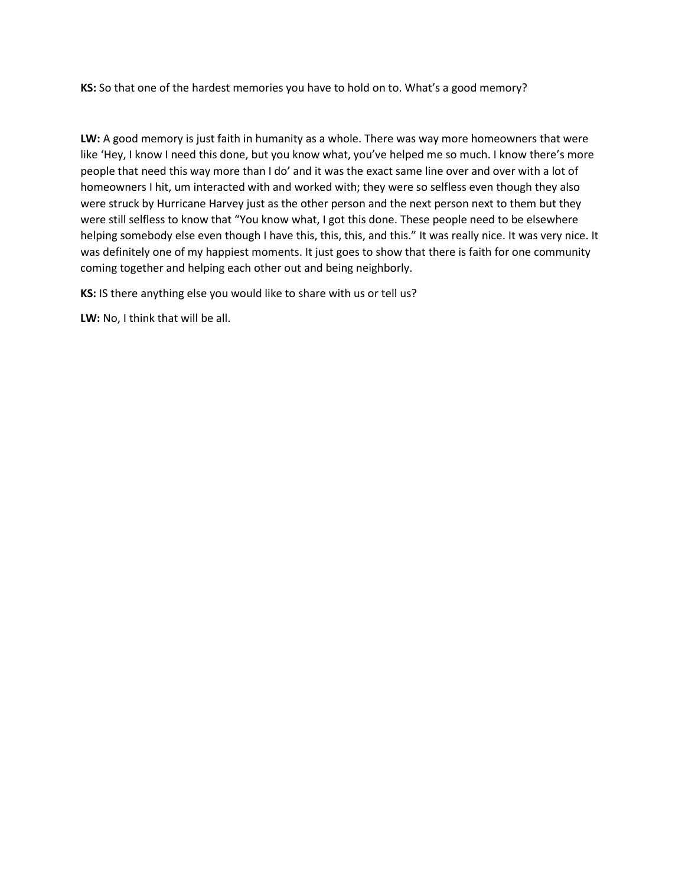**KS:** So that one of the hardest memories you have to hold on to. What's a good memory?

**LW:** A good memory is just faith in humanity as a whole. There was way more homeowners that were like 'Hey, I know I need this done, but you know what, you've helped me so much. I know there's more people that need this way more than I do' and it was the exact same line over and over with a lot of homeowners I hit, um interacted with and worked with; they were so selfless even though they also were struck by Hurricane Harvey just as the other person and the next person next to them but they were still selfless to know that "You know what, I got this done. These people need to be elsewhere helping somebody else even though I have this, this, this, and this." It was really nice. It was very nice. It was definitely one of my happiest moments. It just goes to show that there is faith for one community coming together and helping each other out and being neighborly.

**KS:** IS there anything else you would like to share with us or tell us?

**LW:** No, I think that will be all.